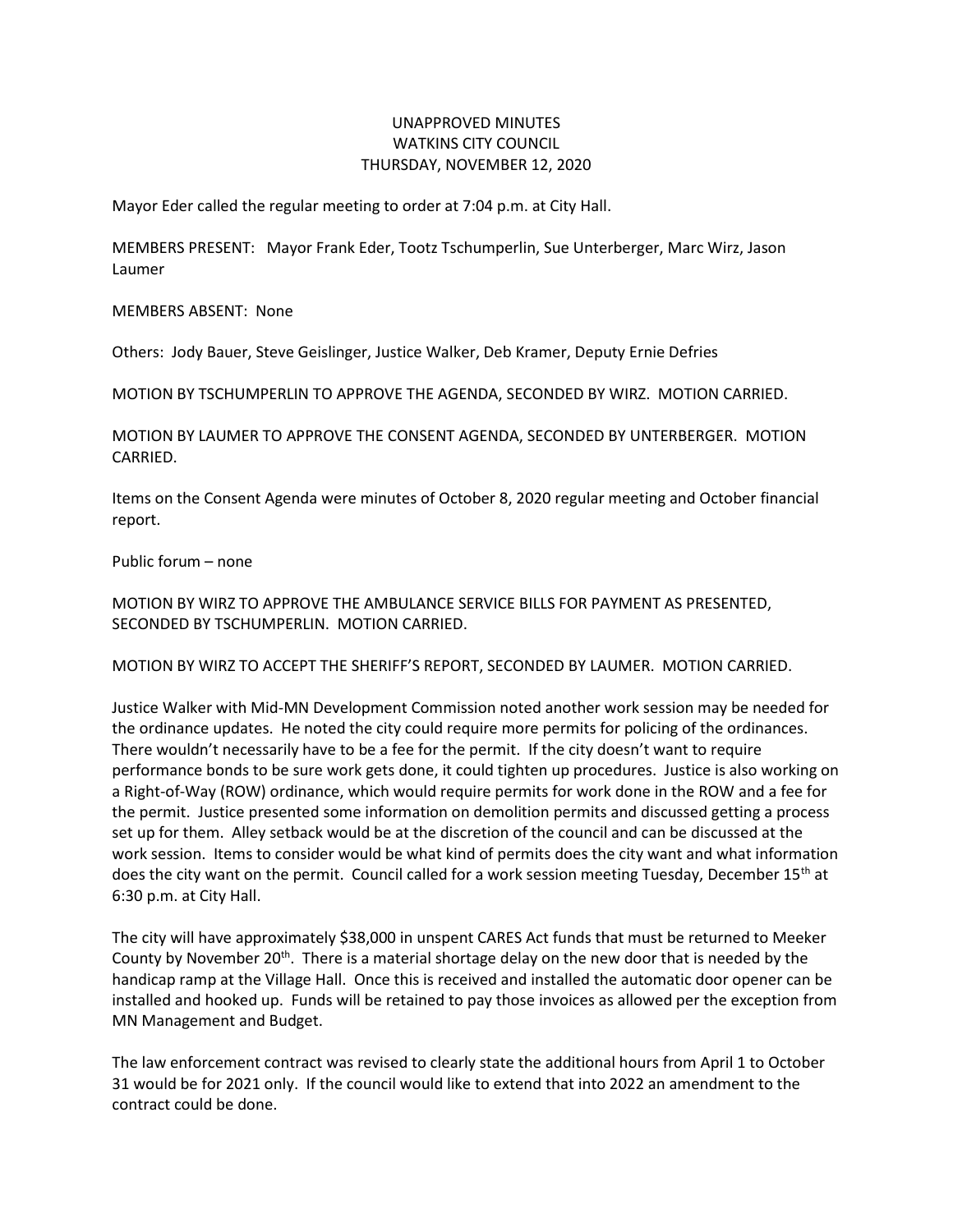# UNAPPROVED MINUTES
# WATKINS CITY COUNCIL
# THURSDAY, NOVEMBER 12, 2020

Mayor Eder called the regular meeting to order at 7:04 p.m. at City Hall.

MEMBERS PRESENT: Mayor Frank Eder, Tootz Tschumperlin, Sue Unterberger, Marc Wirz, Jason Laumer

MEMBERS ABSENT: None

Others: Jody Bauer, Steve Geislinger, Justice Walker, Deb Kramer, Deputy Ernie Defries

MOTION BY TSCHUMPERLIN TO APPROVE THE AGENDA, SECONDED BY WIRZ. MOTION CARRIED.

MOTION BY LAUMER TO APPROVE THE CONSENT AGENDA, SECONDED BY UNTERBERGER. MOTION CARRIED.

Items on the Consent Agenda were minutes of October 8, 2020 regular meeting and October financial report.

Public forum – none

MOTION BY WIRZ TO APPROVE THE AMBULANCE SERVICE BILLS FOR PAYMENT AS PRESENTED, SECONDED BY TSCHUMPERLIN. MOTION CARRIED.

MOTION BY WIRZ TO ACCEPT THE SHERIFF'S REPORT, SECONDED BY LAUMER. MOTION CARRIED.

Justice Walker with Mid-MN Development Commission noted another work session may be needed for the ordinance updates. He noted the city could require more permits for policing of the ordinances. There wouldn't necessarily have to be a fee for the permit. If the city doesn't want to require performance bonds to be sure work gets done, it could tighten up procedures. Justice is also working on a Right-of-Way (ROW) ordinance, which would require permits for work done in the ROW and a fee for the permit. Justice presented some information on demolition permits and discussed getting a process set up for them. Alley setback would be at the discretion of the council and can be discussed at the work session. Items to consider would be what kind of permits does the city want and what information does the city want on the permit. Council called for a work session meeting Tuesday, December 15th at 6:30 p.m. at City Hall.

The city will have approximately $38,000 in unspent CARES Act funds that must be returned to Meeker County by November 20th. There is a material shortage delay on the new door that is needed by the handicap ramp at the Village Hall. Once this is received and installed the automatic door opener can be installed and hooked up. Funds will be retained to pay those invoices as allowed per the exception from MN Management and Budget.

The law enforcement contract was revised to clearly state the additional hours from April 1 to October 31 would be for 2021 only. If the council would like to extend that into 2022 an amendment to the contract could be done.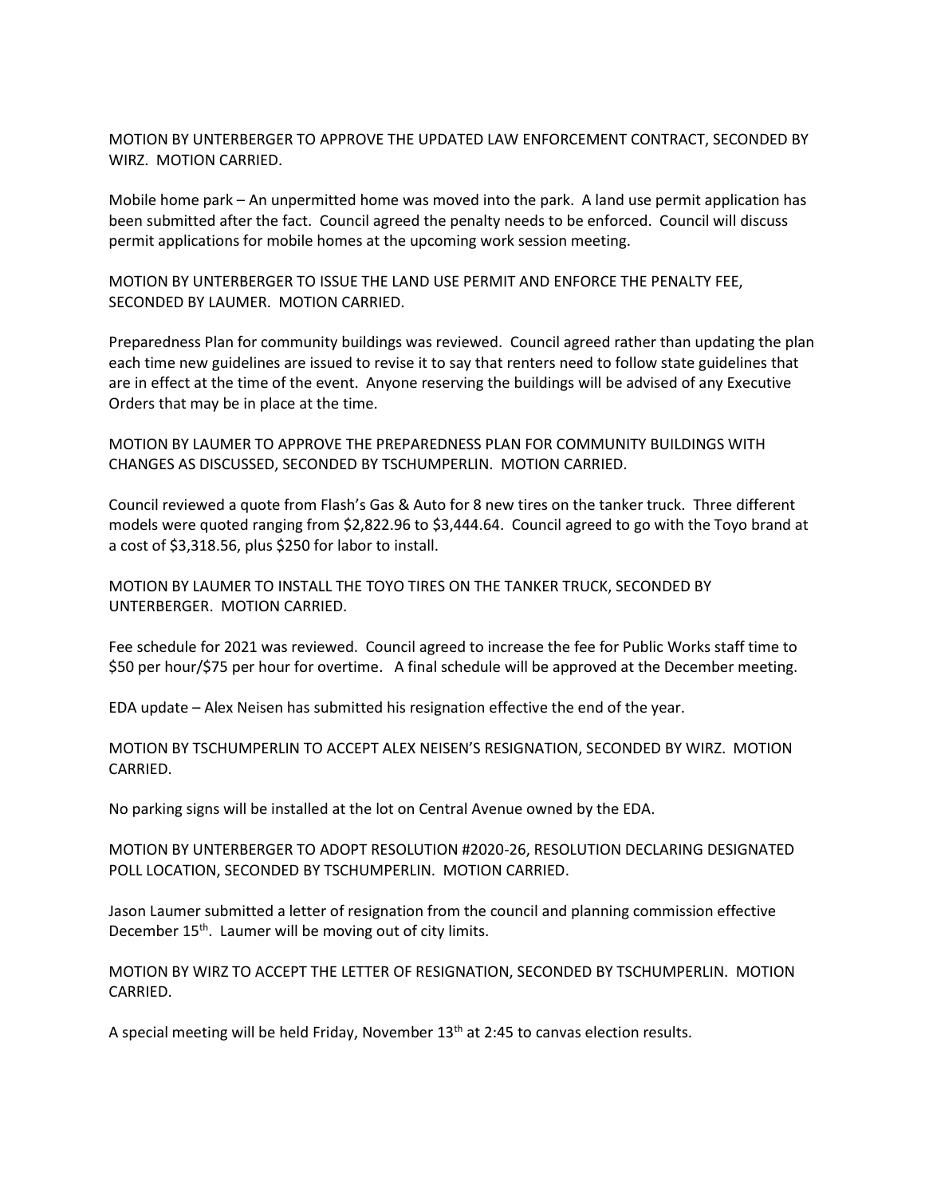MOTION BY UNTERBERGER TO APPROVE THE UPDATED LAW ENFORCEMENT CONTRACT, SECONDED BY WIRZ. MOTION CARRIED.

Mobile home park – An unpermitted home was moved into the park. A land use permit application has been submitted after the fact. Council agreed the penalty needs to be enforced. Council will discuss permit applications for mobile homes at the upcoming work session meeting.

MOTION BY UNTERBERGER TO ISSUE THE LAND USE PERMIT AND ENFORCE THE PENALTY FEE, SECONDED BY LAUMER. MOTION CARRIED.

Preparedness Plan for community buildings was reviewed. Council agreed rather than updating the plan each time new guidelines are issued to revise it to say that renters need to follow state guidelines that are in effect at the time of the event. Anyone reserving the buildings will be advised of any Executive Orders that may be in place at the time.

MOTION BY LAUMER TO APPROVE THE PREPAREDNESS PLAN FOR COMMUNITY BUILDINGS WITH CHANGES AS DISCUSSED, SECONDED BY TSCHUMPERLIN. MOTION CARRIED.

Council reviewed a quote from Flash's Gas & Auto for 8 new tires on the tanker truck. Three different models were quoted ranging from $2,822.96 to $3,444.64. Council agreed to go with the Toyo brand at a cost of $3,318.56, plus $250 for labor to install.

MOTION BY LAUMER TO INSTALL THE TOYO TIRES ON THE TANKER TRUCK, SECONDED BY UNTERBERGER. MOTION CARRIED.

Fee schedule for 2021 was reviewed. Council agreed to increase the fee for Public Works staff time to $50 per hour/$75 per hour for overtime. A final schedule will be approved at the December meeting.

EDA update – Alex Neisen has submitted his resignation effective the end of the year.

MOTION BY TSCHUMPERLIN TO ACCEPT ALEX NEISEN'S RESIGNATION, SECONDED BY WIRZ. MOTION CARRIED.

No parking signs will be installed at the lot on Central Avenue owned by the EDA.

MOTION BY UNTERBERGER TO ADOPT RESOLUTION #2020-26, RESOLUTION DECLARING DESIGNATED POLL LOCATION, SECONDED BY TSCHUMPERLIN. MOTION CARRIED.

Jason Laumer submitted a letter of resignation from the council and planning commission effective December 15th. Laumer will be moving out of city limits.

MOTION BY WIRZ TO ACCEPT THE LETTER OF RESIGNATION, SECONDED BY TSCHUMPERLIN. MOTION CARRIED.

A special meeting will be held Friday, November 13th at 2:45 to canvas election results.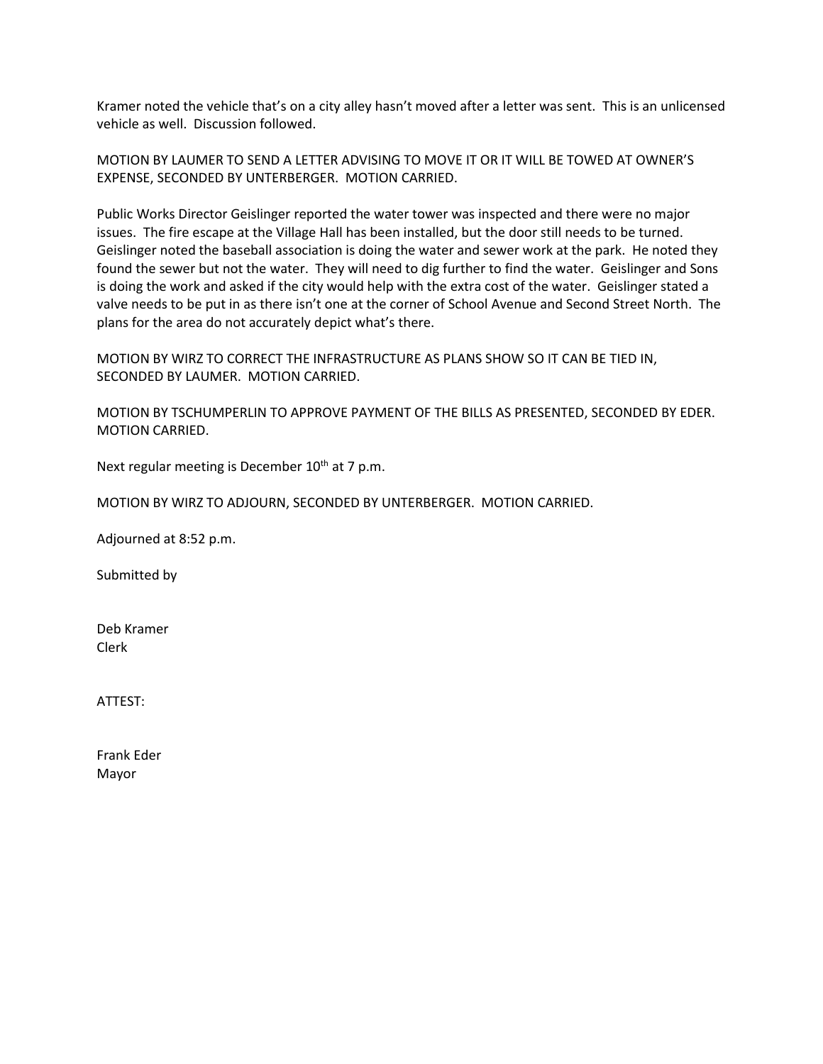Kramer noted the vehicle that's on a city alley hasn't moved after a letter was sent. This is an unlicensed vehicle as well. Discussion followed.

MOTION BY LAUMER TO SEND A LETTER ADVISING TO MOVE IT OR IT WILL BE TOWED AT OWNER'S EXPENSE, SECONDED BY UNTERBERGER. MOTION CARRIED.

Public Works Director Geislinger reported the water tower was inspected and there were no major issues. The fire escape at the Village Hall has been installed, but the door still needs to be turned. Geislinger noted the baseball association is doing the water and sewer work at the park. He noted they found the sewer but not the water. They will need to dig further to find the water. Geislinger and Sons is doing the work and asked if the city would help with the extra cost of the water. Geislinger stated a valve needs to be put in as there isn't one at the corner of School Avenue and Second Street North. The plans for the area do not accurately depict what's there.

MOTION BY WIRZ TO CORRECT THE INFRASTRUCTURE AS PLANS SHOW SO IT CAN BE TIED IN, SECONDED BY LAUMER. MOTION CARRIED.

MOTION BY TSCHUMPERLIN TO APPROVE PAYMENT OF THE BILLS AS PRESENTED, SECONDED BY EDER. MOTION CARRIED.

Next regular meeting is December 10th at 7 p.m.

MOTION BY WIRZ TO ADJOURN, SECONDED BY UNTERBERGER. MOTION CARRIED.

Adjourned at 8:52 p.m.

Submitted by

Deb Kramer
Clerk

ATTEST:

Frank Eder
Mayor